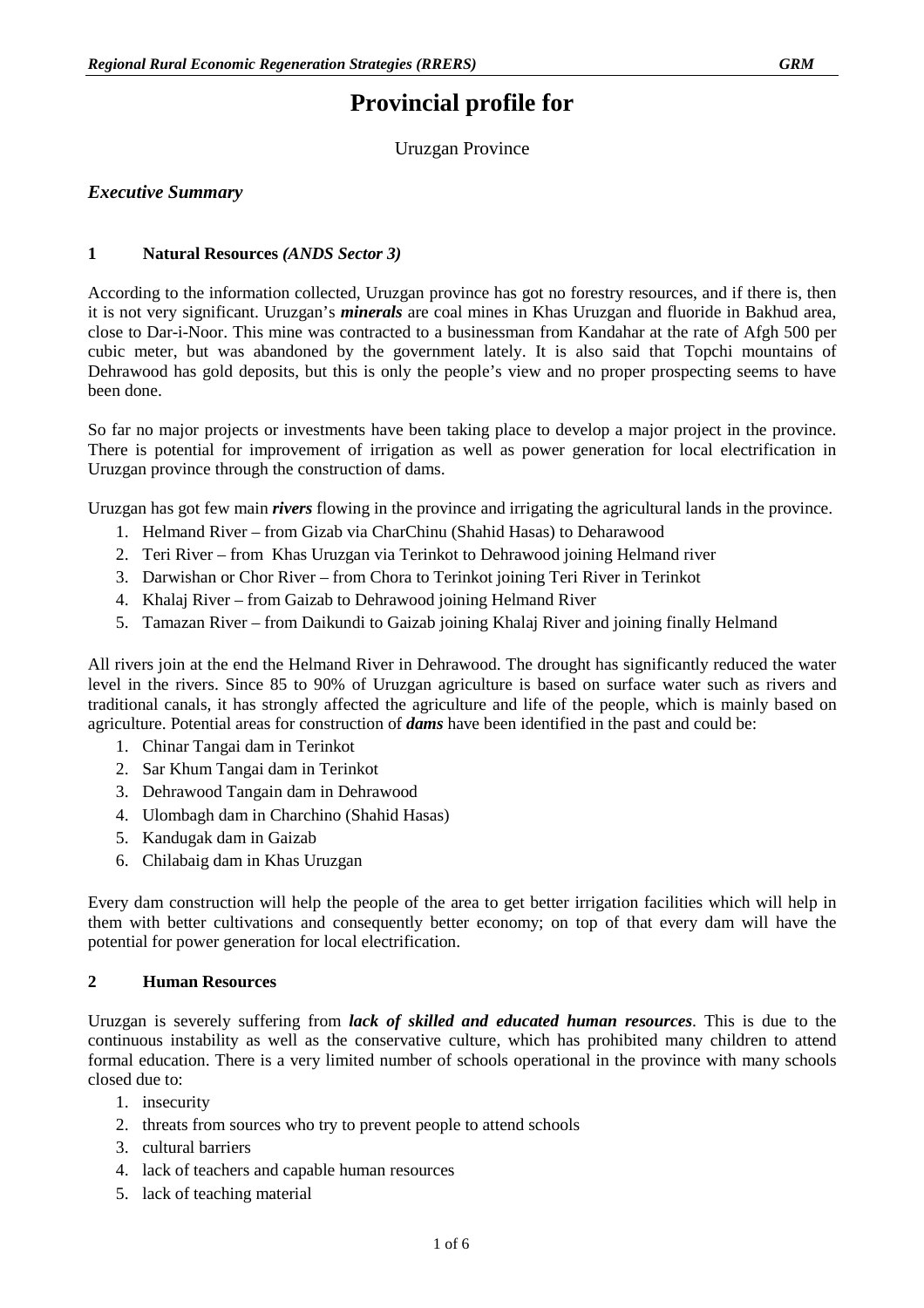# Provincial profile for

Uruzgan Province

## *Executive Summary*

### 1 Natural Resources *(ANDS Sector 3)*

According to the information collected, Uruzgan province has got no forestry resources, and if there is, then it is not very significant. Uruzgan's ***minerals*** are coal mines in Khas Uruzgan and fluoride in Bakhud area, close to Dar-i-Noor. This mine was contracted to a businessman from Kandahar at the rate of Afgh 500 per cubic meter, but was abandoned by the government lately. It is also said that Topchi mountains of Dehrawood has gold deposits, but this is only the people's view and no proper prospecting seems to have been done.

So far no major projects or investments have been taking place to develop a major project in the province. There is potential for improvement of irrigation as well as power generation for local electrification in Uruzgan province through the construction of dams.

Uruzgan has got few main ***rivers*** flowing in the province and irrigating the agricultural lands in the province.

1. Helmand River – from Gizab via CharChinu (Shahid Hasas) to Deharawood
2. Teri River – from Khas Uruzgan via Terinkot to Dehrawood joining Helmand river
3. Darwishan or Chor River – from Chora to Terinkot joining Teri River in Terinkot
4. Khalaj River – from Gaizab to Dehrawood joining Helmand River
5. Tamazan River – from Daikundi to Gaizab joining Khalaj River and joining finally Helmand

All rivers join at the end the Helmand River in Dehrawood. The drought has significantly reduced the water level in the rivers. Since 85 to 90% of Uruzgan agriculture is based on surface water such as rivers and traditional canals, it has strongly affected the agriculture and life of the people, which is mainly based on agriculture. Potential areas for construction of ***dams*** have been identified in the past and could be:

1. Chinar Tangai dam in Terinkot
2. Sar Khum Tangai dam in Terinkot
3. Dehrawood Tangain dam in Dehrawood
4. Ulombagh dam in Charchino (Shahid Hasas)
5. Kandugak dam in Gaizab
6. Chilabaig dam in Khas Uruzgan

Every dam construction will help the people of the area to get better irrigation facilities which will help in them with better cultivations and consequently better economy; on top of that every dam will have the potential for power generation for local electrification.

### 2 Human Resources

Uruzgan is severely suffering from ***lack of skilled and educated human resources***. This is due to the continuous instability as well as the conservative culture, which has prohibited many children to attend formal education. There is a very limited number of schools operational in the province with many schools closed due to:

1. insecurity
2. threats from sources who try to prevent people to attend schools
3. cultural barriers
4. lack of teachers and capable human resources
5. lack of teaching material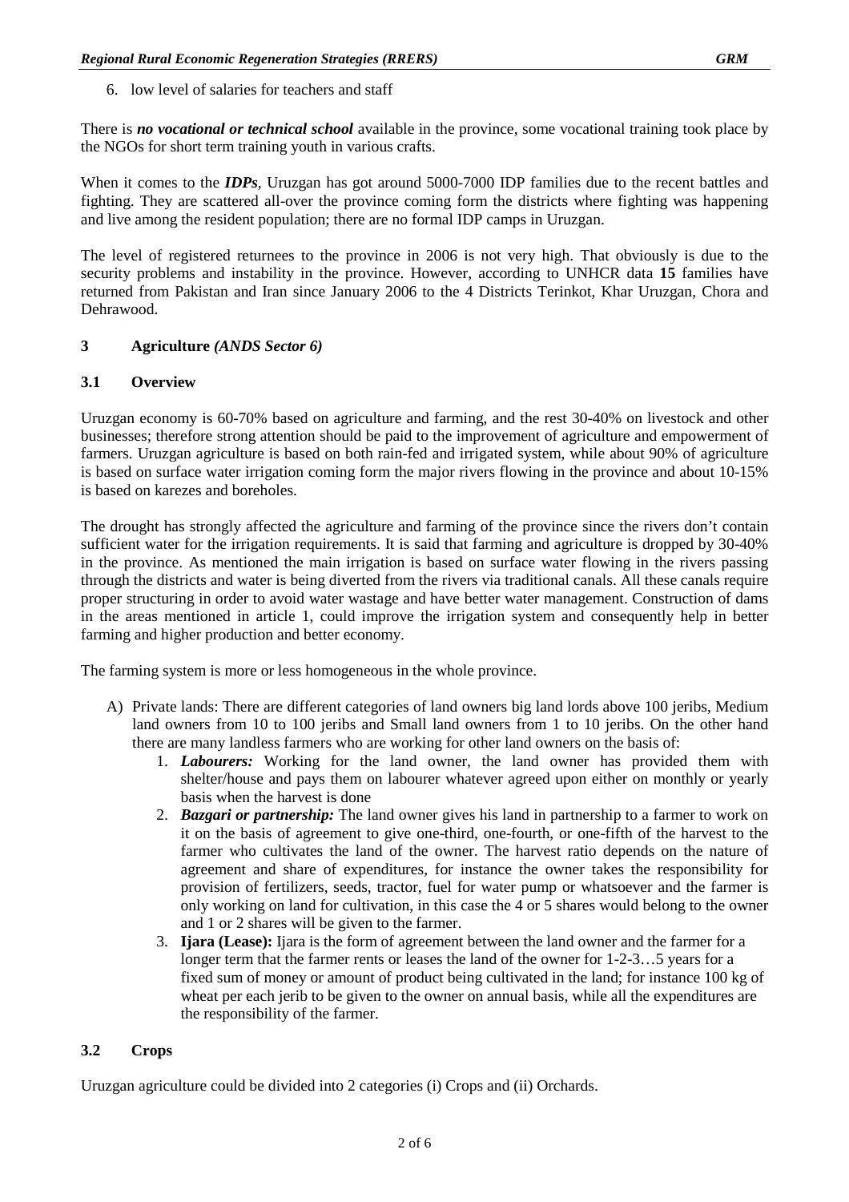6. low level of salaries for teachers and staff

There is ***no vocational or technical school*** available in the province, some vocational training took place by the NGOs for short term training youth in various crafts.

When it comes to the ***IDPs***, Uruzgan has got around 5000-7000 IDP families due to the recent battles and fighting. They are scattered all-over the province coming form the districts where fighting was happening and live among the resident population; there are no formal IDP camps in Uruzgan.

The level of registered returnees to the province in 2006 is not very high. That obviously is due to the security problems and instability in the province. However, according to UNHCR data **15** families have returned from Pakistan and Iran since January 2006 to the 4 Districts Terinkot, Khar Uruzgan, Chora and Dehrawood.

## 3 Agriculture *(ANDS Sector 6)*

### 3.1 Overview

Uruzgan economy is 60-70% based on agriculture and farming, and the rest 30-40% on livestock and other businesses; therefore strong attention should be paid to the improvement of agriculture and empowerment of farmers. Uruzgan agriculture is based on both rain-fed and irrigated system, while about 90% of agriculture is based on surface water irrigation coming form the major rivers flowing in the province and about 10-15% is based on karezes and boreholes.

The drought has strongly affected the agriculture and farming of the province since the rivers don't contain sufficient water for the irrigation requirements. It is said that farming and agriculture is dropped by 30-40% in the province. As mentioned the main irrigation is based on surface water flowing in the rivers passing through the districts and water is being diverted from the rivers via traditional canals. All these canals require proper structuring in order to avoid water wastage and have better water management. Construction of dams in the areas mentioned in article 1, could improve the irrigation system and consequently help in better farming and higher production and better economy.

The farming system is more or less homogeneous in the whole province.

A) Private lands: There are different categories of land owners big land lords above 100 jeribs, Medium land owners from 10 to 100 jeribs and Small land owners from 1 to 10 jeribs. On the other hand there are many landless farmers who are working for other land owners on the basis of:
   1. ***Labourers:*** Working for the land owner, the land owner has provided them with shelter/house and pays them on labourer whatever agreed upon either on monthly or yearly basis when the harvest is done
   2. ***Bazgari or partnership:*** The land owner gives his land in partnership to a farmer to work on it on the basis of agreement to give one-third, one-fourth, or one-fifth of the harvest to the farmer who cultivates the land of the owner. The harvest ratio depends on the nature of agreement and share of expenditures, for instance the owner takes the responsibility for provision of fertilizers, seeds, tractor, fuel for water pump or whatsoever and the farmer is only working on land for cultivation, in this case the 4 or 5 shares would belong to the owner and 1 or 2 shares will be given to the farmer.
   3. **Ijara (Lease):** Ijara is the form of agreement between the land owner and the farmer for a longer term that the farmer rents or leases the land of the owner for 1-2-3…5 years for a fixed sum of money or amount of product being cultivated in the land; for instance 100 kg of wheat per each jerib to be given to the owner on annual basis, while all the expenditures are the responsibility of the farmer.

### 3.2 Crops

Uruzgan agriculture could be divided into 2 categories (i) Crops and (ii) Orchards.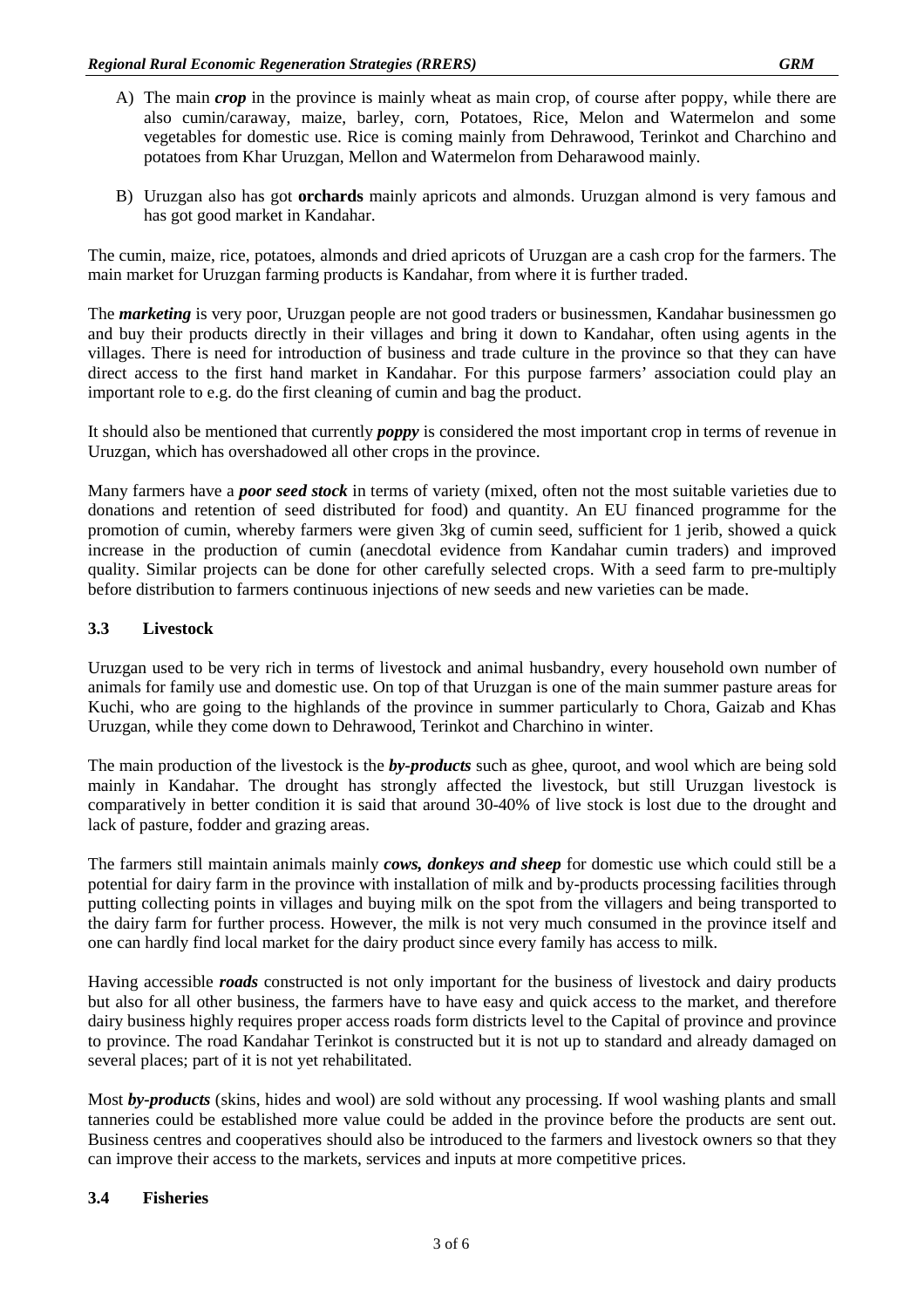A) The main ***crop*** in the province is mainly wheat as main crop, of course after poppy, while there are also cumin/caraway, maize, barley, corn, Potatoes, Rice, Melon and Watermelon and some vegetables for domestic use. Rice is coming mainly from Dehrawood, Terinkot and Charchino and potatoes from Khar Uruzgan, Mellon and Watermelon from Deharawood mainly.

B) Uruzgan also has got **orchards** mainly apricots and almonds. Uruzgan almond is very famous and has got good market in Kandahar.

The cumin, maize, rice, potatoes, almonds and dried apricots of Uruzgan are a cash crop for the farmers. The main market for Uruzgan farming products is Kandahar, from where it is further traded.

The ***marketing*** is very poor, Uruzgan people are not good traders or businessmen, Kandahar businessmen go and buy their products directly in their villages and bring it down to Kandahar, often using agents in the villages. There is need for introduction of business and trade culture in the province so that they can have direct access to the first hand market in Kandahar. For this purpose farmers' association could play an important role to e.g. do the first cleaning of cumin and bag the product.

It should also be mentioned that currently ***poppy*** is considered the most important crop in terms of revenue in Uruzgan, which has overshadowed all other crops in the province.

Many farmers have a ***poor seed stock*** in terms of variety (mixed, often not the most suitable varieties due to donations and retention of seed distributed for food) and quantity. An EU financed programme for the promotion of cumin, whereby farmers were given 3kg of cumin seed, sufficient for 1 jerib, showed a quick increase in the production of cumin (anecdotal evidence from Kandahar cumin traders) and improved quality. Similar projects can be done for other carefully selected crops. With a seed farm to pre-multiply before distribution to farmers continuous injections of new seeds and new varieties can be made.

### 3.3 Livestock

Uruzgan used to be very rich in terms of livestock and animal husbandry, every household own number of animals for family use and domestic use. On top of that Uruzgan is one of the main summer pasture areas for Kuchi, who are going to the highlands of the province in summer particularly to Chora, Gaizab and Khas Uruzgan, while they come down to Dehrawood, Terinkot and Charchino in winter.

The main production of the livestock is the ***by-products*** such as ghee, quroot, and wool which are being sold mainly in Kandahar. The drought has strongly affected the livestock, but still Uruzgan livestock is comparatively in better condition it is said that around 30-40% of live stock is lost due to the drought and lack of pasture, fodder and grazing areas.

The farmers still maintain animals mainly ***cows, donkeys and sheep*** for domestic use which could still be a potential for dairy farm in the province with installation of milk and by-products processing facilities through putting collecting points in villages and buying milk on the spot from the villagers and being transported to the dairy farm for further process. However, the milk is not very much consumed in the province itself and one can hardly find local market for the dairy product since every family has access to milk.

Having accessible ***roads*** constructed is not only important for the business of livestock and dairy products but also for all other business, the farmers have to have easy and quick access to the market, and therefore dairy business highly requires proper access roads form districts level to the Capital of province and province to province. The road Kandahar Terinkot is constructed but it is not up to standard and already damaged on several places; part of it is not yet rehabilitated.

Most ***by-products*** (skins, hides and wool) are sold without any processing. If wool washing plants and small tanneries could be established more value could be added in the province before the products are sent out. Business centres and cooperatives should also be introduced to the farmers and livestock owners so that they can improve their access to the markets, services and inputs at more competitive prices.

### 3.4 Fisheries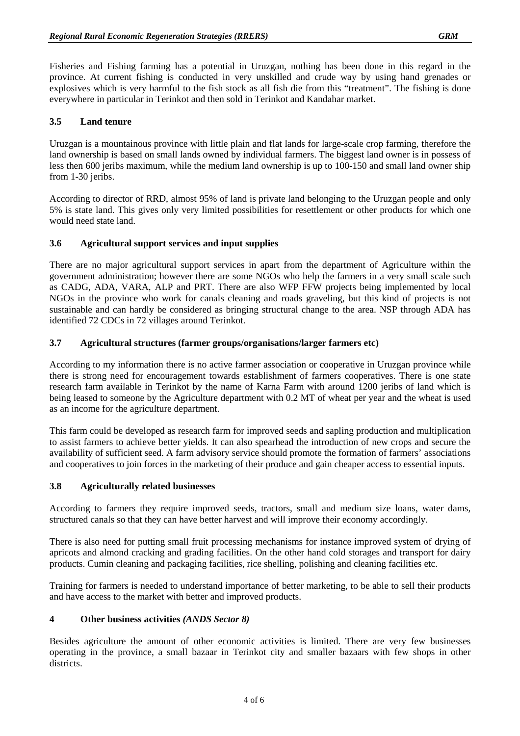Fisheries and Fishing farming has a potential in Uruzgan, nothing has been done in this regard in the province. At current fishing is conducted in very unskilled and crude way by using hand grenades or explosives which is very harmful to the fish stock as all fish die from this "treatment". The fishing is done everywhere in particular in Terinkot and then sold in Terinkot and Kandahar market.

### 3.5 Land tenure

Uruzgan is a mountainous province with little plain and flat lands for large-scale crop farming, therefore the land ownership is based on small lands owned by individual farmers. The biggest land owner is in possess of less then 600 jeribs maximum, while the medium land ownership is up to 100-150 and small land owner ship from 1-30 jeribs.

According to director of RRD, almost 95% of land is private land belonging to the Uruzgan people and only 5% is state land. This gives only very limited possibilities for resettlement or other products for which one would need state land.

### 3.6 Agricultural support services and input supplies

There are no major agricultural support services in apart from the department of Agriculture within the government administration; however there are some NGOs who help the farmers in a very small scale such as CADG, ADA, VARA, ALP and PRT. There are also WFP FFW projects being implemented by local NGOs in the province who work for canals cleaning and roads graveling, but this kind of projects is not sustainable and can hardly be considered as bringing structural change to the area. NSP through ADA has identified 72 CDCs in 72 villages around Terinkot.

### 3.7 Agricultural structures (farmer groups/organisations/larger farmers etc)

According to my information there is no active farmer association or cooperative in Uruzgan province while there is strong need for encouragement towards establishment of farmers cooperatives. There is one state research farm available in Terinkot by the name of Karna Farm with around 1200 jeribs of land which is being leased to someone by the Agriculture department with 0.2 MT of wheat per year and the wheat is used as an income for the agriculture department.

This farm could be developed as research farm for improved seeds and sapling production and multiplication to assist farmers to achieve better yields. It can also spearhead the introduction of new crops and secure the availability of sufficient seed. A farm advisory service should promote the formation of farmers' associations and cooperatives to join forces in the marketing of their produce and gain cheaper access to essential inputs.

### 3.8 Agriculturally related businesses

According to farmers they require improved seeds, tractors, small and medium size loans, water dams, structured canals so that they can have better harvest and will improve their economy accordingly.

There is also need for putting small fruit processing mechanisms for instance improved system of drying of apricots and almond cracking and grading facilities. On the other hand cold storages and transport for dairy products. Cumin cleaning and packaging facilities, rice shelling, polishing and cleaning facilities etc.

Training for farmers is needed to understand importance of better marketing, to be able to sell their products and have access to the market with better and improved products.

## 4 Other business activities *(ANDS Sector 8)*

Besides agriculture the amount of other economic activities is limited. There are very few businesses operating in the province, a small bazaar in Terinkot city and smaller bazaars with few shops in other districts.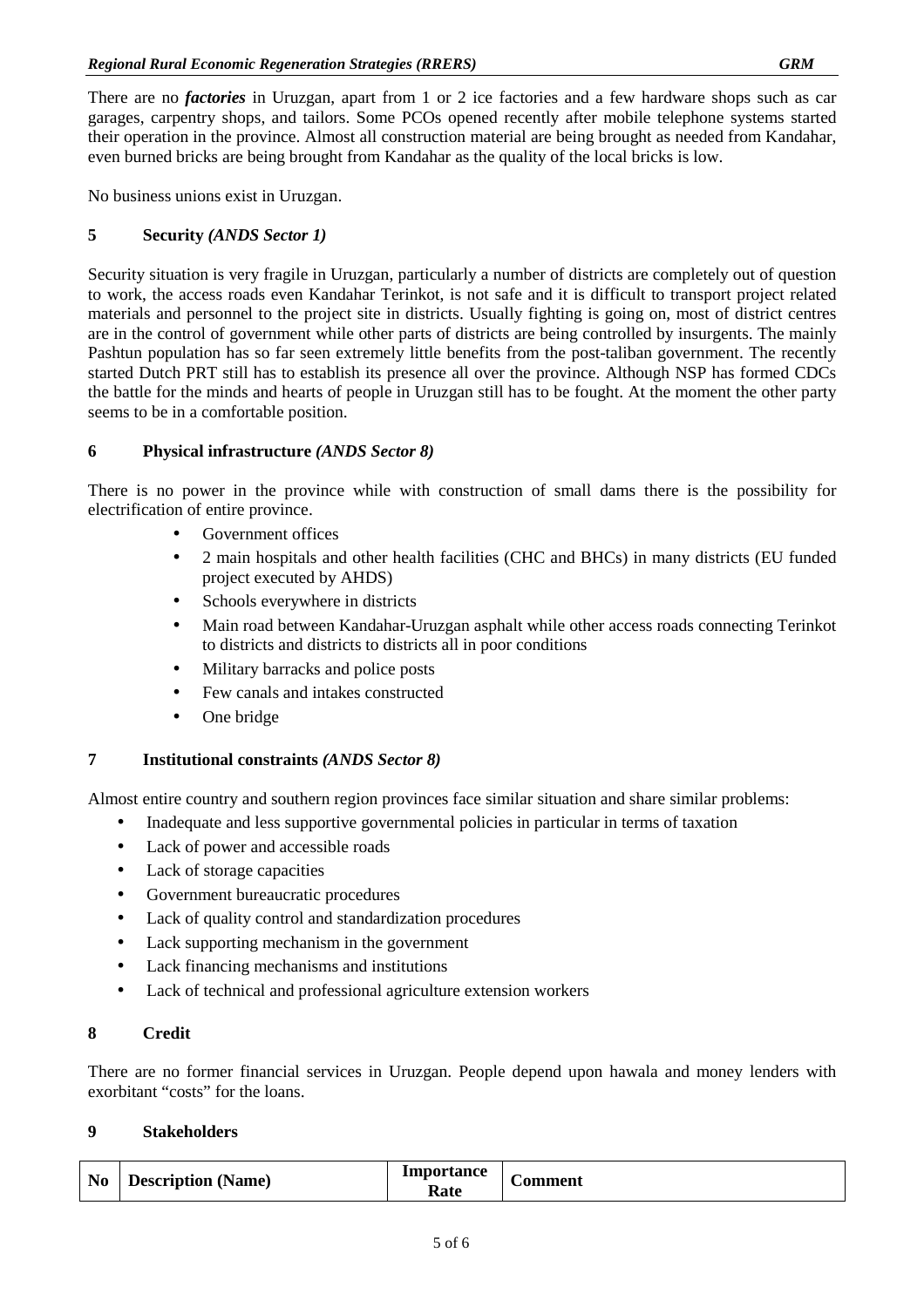There are no ***factories*** in Uruzgan, apart from 1 or 2 ice factories and a few hardware shops such as car garages, carpentry shops, and tailors. Some PCOs opened recently after mobile telephone systems started their operation in the province. Almost all construction material are being brought as needed from Kandahar, even burned bricks are being brought from Kandahar as the quality of the local bricks is low.

No business unions exist in Uruzgan.

## 5 Security *(ANDS Sector 1)*

Security situation is very fragile in Uruzgan, particularly a number of districts are completely out of question to work, the access roads even Kandahar Terinkot, is not safe and it is difficult to transport project related materials and personnel to the project site in districts. Usually fighting is going on, most of district centres are in the control of government while other parts of districts are being controlled by insurgents. The mainly Pashtun population has so far seen extremely little benefits from the post-taliban government. The recently started Dutch PRT still has to establish its presence all over the province. Although NSP has formed CDCs the battle for the minds and hearts of people in Uruzgan still has to be fought. At the moment the other party seems to be in a comfortable position.

## 6 Physical infrastructure *(ANDS Sector 8)*

There is no power in the province while with construction of small dams there is the possibility for electrification of entire province.

- Government offices
- 2 main hospitals and other health facilities (CHC and BHCs) in many districts (EU funded project executed by AHDS)
- Schools everywhere in districts
- Main road between Kandahar-Uruzgan asphalt while other access roads connecting Terinkot to districts and districts to districts all in poor conditions
- Military barracks and police posts
- Few canals and intakes constructed
- One bridge

## 7 Institutional constraints *(ANDS Sector 8)*

Almost entire country and southern region provinces face similar situation and share similar problems:

- Inadequate and less supportive governmental policies in particular in terms of taxation
- Lack of power and accessible roads
- Lack of storage capacities
- Government bureaucratic procedures
- Lack of quality control and standardization procedures
- Lack supporting mechanism in the government
- Lack financing mechanisms and institutions
- Lack of technical and professional agriculture extension workers

## 8 Credit

There are no former financial services in Uruzgan. People depend upon hawala and money lenders with exorbitant “costs” for the loans.

## 9 Stakeholders

| No | Description (Name) | Importance Rate | Comment |
|---|---|---|---|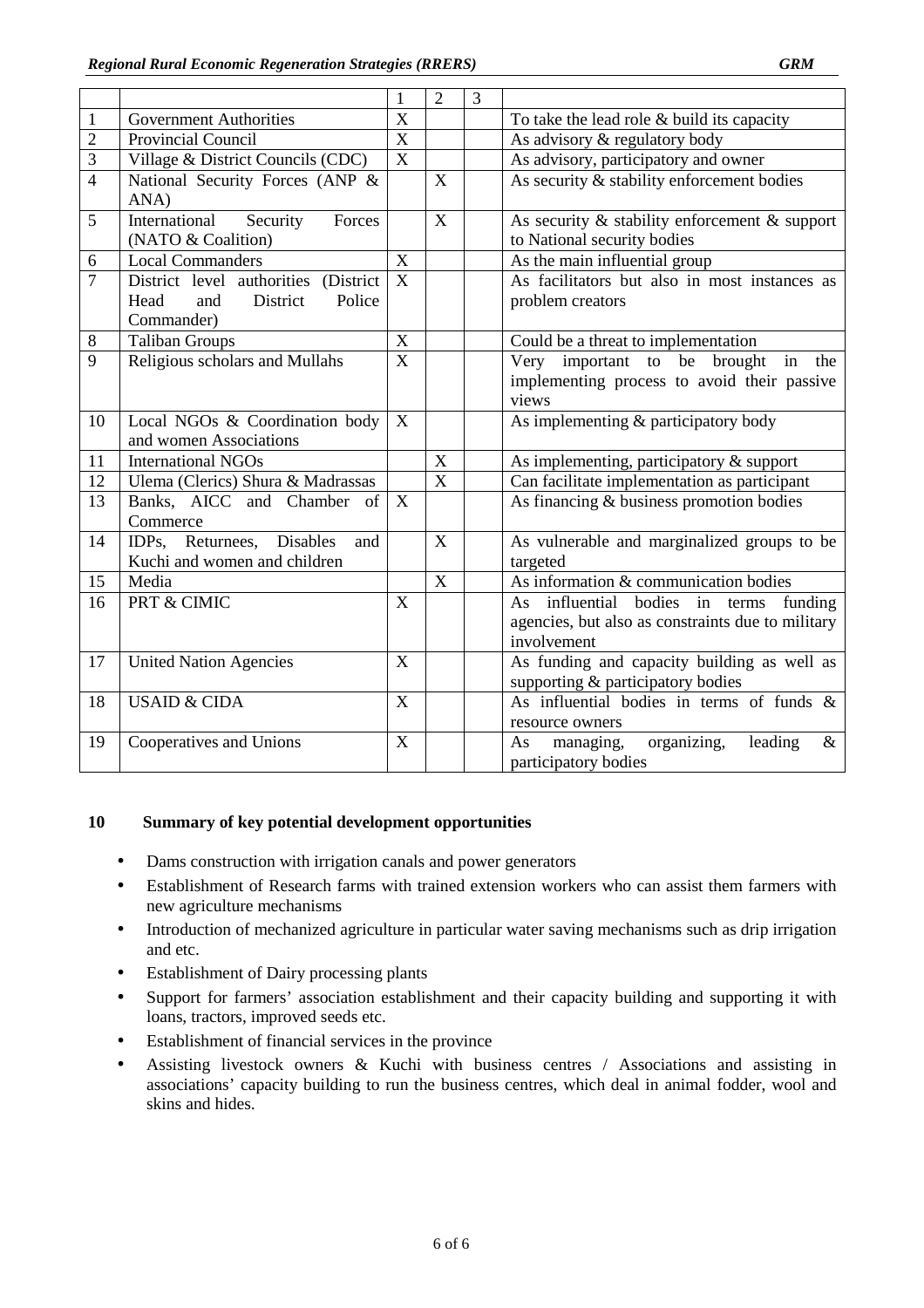| | | 1 | 2 | 3 | |
|---|---|---|---|---|---|
| 1 | Government Authorities | X | | | To take the lead role & build its capacity |
| 2 | Provincial Council | X | | | As advisory & regulatory body |
| 3 | Village & District Councils (CDC) | X | | | As advisory, participatory and owner |
| 4 | National Security Forces (ANP & ANA) | | X | | As security & stability enforcement bodies |
| 5 | International Security Forces (NATO & Coalition) | | X | | As security & stability enforcement & support to National security bodies |
| 6 | Local Commanders | X | | | As the main influential group |
| 7 | District level authorities (District Head and District Police Commander) | X | | | As facilitators but also in most instances as problem creators |
| 8 | Taliban Groups | X | | | Could be a threat to implementation |
| 9 | Religious scholars and Mullahs | X | | | Very important to be brought in the implementing process to avoid their passive views |
| 10 | Local NGOs & Coordination body and women Associations | X | | | As implementing & participatory body |
| 11 | International NGOs | | X | | As implementing, participatory & support |
| 12 | Ulema (Clerics) Shura & Madrassas | | X | | Can facilitate implementation as participant |
| 13 | Banks, AICC and Chamber of Commerce | X | | | As financing & business promotion bodies |
| 14 | IDPs, Returnees, Disables and Kuchi and women and children | | X | | As vulnerable and marginalized groups to be targeted |
| 15 | Media | | X | | As information & communication bodies |
| 16 | PRT & CIMIC | X | | | As influential bodies in terms funding agencies, but also as constraints due to military involvement |
| 17 | United Nation Agencies | X | | | As funding and capacity building as well as supporting & participatory bodies |
| 18 | USAID & CIDA | X | | | As influential bodies in terms of funds & resource owners |
| 19 | Cooperatives and Unions | X | | | As managing, organizing, leading & participatory bodies |

## 10 Summary of key potential development opportunities

- Dams construction with irrigation canals and power generators
- Establishment of Research farms with trained extension workers who can assist them farmers with new agriculture mechanisms
- Introduction of mechanized agriculture in particular water saving mechanisms such as drip irrigation and etc.
- Establishment of Dairy processing plants
- Support for farmers' association establishment and their capacity building and supporting it with loans, tractors, improved seeds etc.
- Establishment of financial services in the province
- Assisting livestock owners & Kuchi with business centres / Associations and assisting in associations' capacity building to run the business centres, which deal in animal fodder, wool and skins and hides.